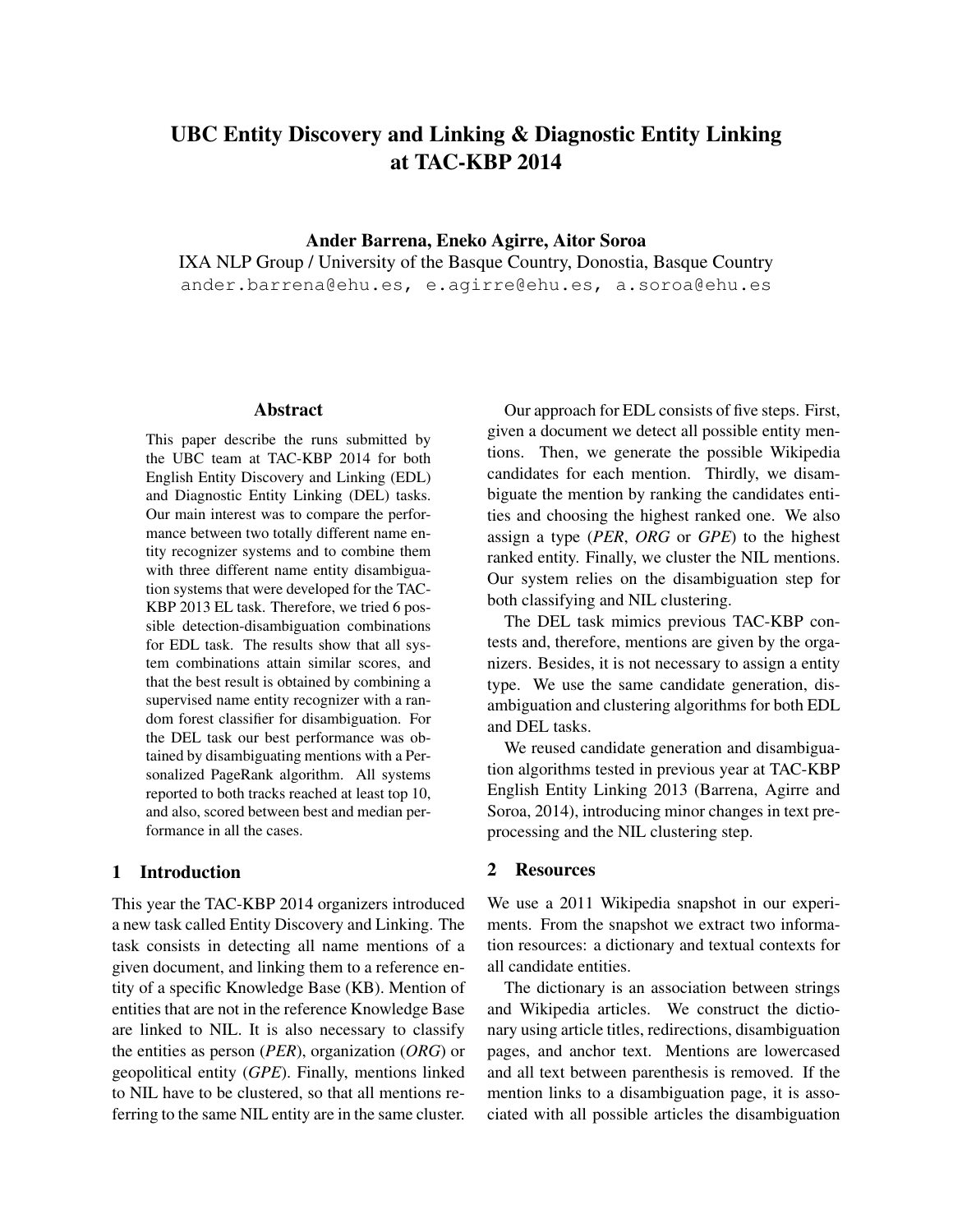# UBC Entity Discovery and Linking & Diagnostic Entity Linking at TAC-KBP 2014

**Ander Barrena, Eneko Agirre, Aitor Soroa**

IXA NLP Group / University of the Basque Country, Donostia, Basque Country

ander.barrena@ehu.es, e.agirre@ehu.es, a.soroa@ehu.es

## Abstract

This paper describe the runs submitted by the UBC team at TAC-KBP 2014 for both English Entity Discovery and Linking (EDL) and Diagnostic Entity Linking (DEL) tasks. Our main interest was to compare the performance between two totally different name entity recognizer systems and to combine them with three different name entity disambiguation systems that were developed for the TAC-KBP 2013 EL task. Therefore, we tried 6 possible detection-disambiguation combinations for EDL task. The results show that all system combinations attain similar scores, and that the best result is obtained by combining a supervised name entity recognizer with a random forest classifier for disambiguation. For the DEL task our best performance was obtained by disambiguating mentions with a Personalized PageRank algorithm. All systems reported to both tracks reached at least top 10, and also, scored between best and median performance in all the cases.

## 1 Introduction

This year the TAC-KBP 2014 organizers introduced a new task called Entity Discovery and Linking. The task consists in detecting all name mentions of a given document, and linking them to a reference entity of a specific Knowledge Base (KB). Mention of entities that are not in the reference Knowledge Base are linked to NIL. It is also necessary to classify the entities as person (*PER*), organization (*ORG*) or geopolitical entity (*GPE*). Finally, mentions linked to NIL have to be clustered, so that all mentions referring to the same NIL entity are in the same cluster.

Our approach for EDL consists of five steps. First, given a document we detect all possible entity mentions. Then, we generate the possible Wikipedia candidates for each mention. Thirdly, we disambiguate the mention by ranking the candidates entities and choosing the highest ranked one. We also assign a type (*PER*, *ORG* or *GPE*) to the highest ranked entity. Finally, we cluster the NIL mentions. Our system relies on the disambiguation step for both classifying and NIL clustering.

The DEL task mimics previous TAC-KBP contests and, therefore, mentions are given by the organizers. Besides, it is not necessary to assign a entity type. We use the same candidate generation, disambiguation and clustering algorithms for both EDL and DEL tasks.

We reused candidate generation and disambiguation algorithms tested in previous year at TAC-KBP English Entity Linking 2013 (Barrena, Agirre and Soroa, 2014), introducing minor changes in text preprocessing and the NIL clustering step.

## 2 Resources

We use a 2011 Wikipedia snapshot in our experiments. From the snapshot we extract two information resources: a dictionary and textual contexts for all candidate entities.

The dictionary is an association between strings and Wikipedia articles. We construct the dictionary using article titles, redirections, disambiguation pages, and anchor text. Mentions are lowercased and all text between parenthesis is removed. If the mention links to a disambiguation page, it is associated with all possible articles the disambiguation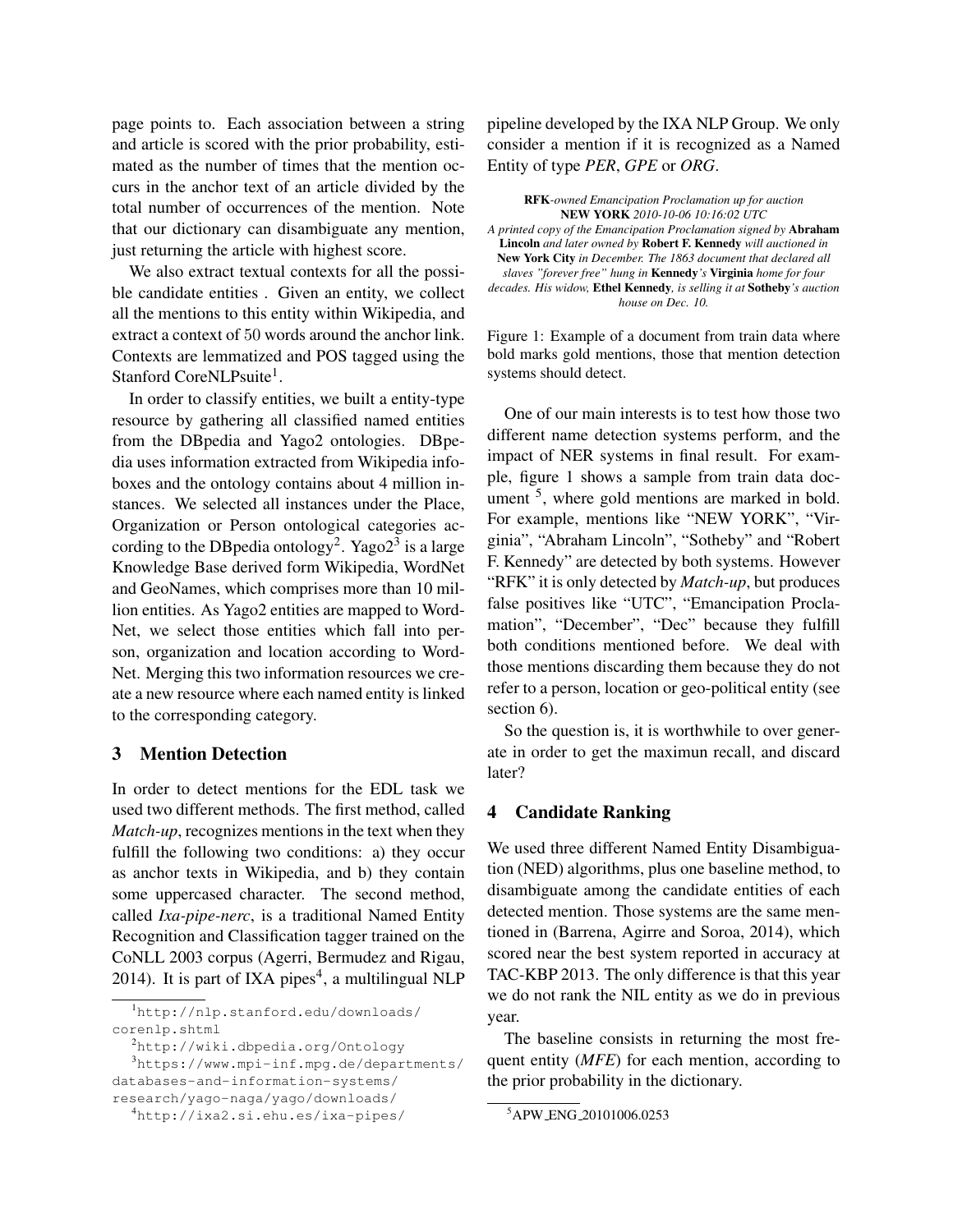page points to. Each association between a string and article is scored with the prior probability, estimated as the number of times that the mention occurs in the anchor text of an article divided by the total number of occurrences of the mention. Note that our dictionary can disambiguate any mention, just returning the article with highest score.

We also extract textual contexts for all the possible candidate entities . Given an entity, we collect all the mentions to this entity within Wikipedia, and extract a context of 50 words around the anchor link. Contexts are lemmatized and POS tagged using the Stanford CoreNLPsuite[1].

In order to classify entities, we built a entity-type resource by gathering all classified named entities from the DBpedia and Yago2 ontologies. DBpedia uses information extracted from Wikipedia infoboxes and the ontology contains about 4 million instances. We selected all instances under the Place, Organization or Person ontological categories according to the DBpedia ontology[2]. Yago2[3] is a large Knowledge Base derived form Wikipedia, WordNet and GeoNames, which comprises more than 10 million entities. As Yago2 entities are mapped to WordNet, we select those entities which fall into person, organization and location according to WordNet. Merging this two information resources we create a new resource where each named entity is linked to the corresponding category.

## 3 Mention Detection

In order to detect mentions for the EDL task we used two different methods. The first method, called *Match-up*, recognizes mentions in the text when they fulfill the following two conditions: a) they occur as anchor texts in Wikipedia, and b) they contain some uppercased character. The second method, called *Ixa-pipe-nerc*, is a traditional Named Entity Recognition and Classification tagger trained on the CoNLL 2003 corpus (Agerri, Bermudez and Rigau, 2014). It is part of IXA pipes[4], a multilingual NLP pipeline developed by the IXA NLP Group. We only consider a mention if it is recognized as a Named Entity of type *PER*, *GPE* or *ORG*.

> **RFK**-*owned Emancipation Proclamation up for auction*
> **NEW YORK** *2010-10-06 10:16:02 UTC*
> *A printed copy of the Emancipation Proclamation signed by* **Abraham Lincoln** *and later owned by* **Robert F. Kennedy** *will auctioned in* **New York City** *in December. The 1863 document that declared all slaves "forever free" hung in* **Kennedy**'*s* **Virginia** *home for four decades. His widow,* **Ethel Kennedy**, *is selling it at* **Sotheby**'*s auction house on Dec. 10.*

Figure 1: Example of a document from train data where bold marks gold mentions, those that mention detection systems should detect.

One of our main interests is to test how those two different name detection systems perform, and the impact of NER systems in final result. For example, figure 1 shows a sample from train data document [5], where gold mentions are marked in bold. For example, mentions like "NEW YORK", "Virginia", "Abraham Lincoln", "Sotheby" and "Robert F. Kennedy" are detected by both systems. However "RFK" it is only detected by *Match-up*, but produces false positives like "UTC", "Emancipation Proclamation", "December", "Dec" because they fulfill both conditions mentioned before. We deal with those mentions discarding them because they do not refer to a person, location or geo-political entity (see section 6).

So the question is, it is worthwhile to over generate in order to get the maximun recall, and discard later?

## 4 Candidate Ranking

We used three different Named Entity Disambiguation (NED) algorithms, plus one baseline method, to disambiguate among the candidate entities of each detected mention. Those systems are the same mentioned in (Barrena, Agirre and Soroa, 2014), which scored near the best system reported in accuracy at TAC-KBP 2013. The only difference is that this year we do not rank the NIL entity as we do in previous year.

The baseline consists in returning the most frequent entity (*MFE*) for each mention, according to the prior probability in the dictionary.

---

[1] http://nlp.stanford.edu/downloads/corenlp.shtml

[2] http://wiki.dbpedia.org/Ontology

[3] https://www.mpi-inf.mpg.de/departments/databases-and-information-systems/research/yago-naga/yago/downloads/

[4] http://ixa2.si.ehu.es/ixa-pipes/

[5] APW_ENG_20101006.0253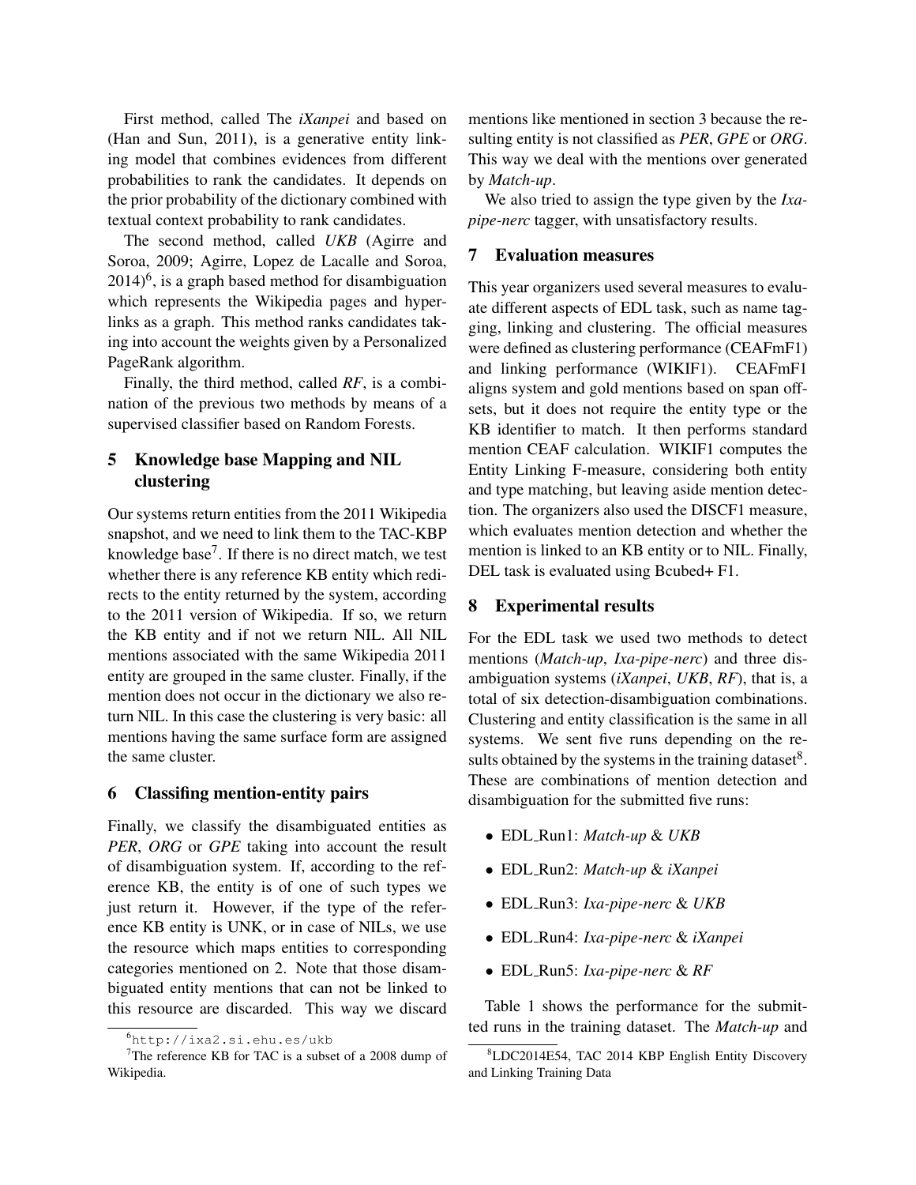First method, called The *iXanpei* and based on (Han and Sun, 2011), is a generative entity linking model that combines evidences from different probabilities to rank the candidates. It depends on the prior probability of the dictionary combined with textual context probability to rank candidates.

The second method, called *UKB* (Agirre and Soroa, 2009; Agirre, Lopez de Lacalle and Soroa, 2014)[6], is a graph based method for disambiguation which represents the Wikipedia pages and hyperlinks as a graph. This method ranks candidates taking into account the weights given by a Personalized PageRank algorithm.

Finally, the third method, called *RF*, is a combination of the previous two methods by means of a supervised classifier based on Random Forests.

## 5 Knowledge base Mapping and NIL clustering

Our systems return entities from the 2011 Wikipedia snapshot, and we need to link them to the TAC-KBP knowledge base[7]. If there is no direct match, we test whether there is any reference KB entity which redirects to the entity returned by the system, according to the 2011 version of Wikipedia. If so, we return the KB entity and if not we return NIL. All NIL mentions associated with the same Wikipedia 2011 entity are grouped in the same cluster. Finally, if the mention does not occur in the dictionary we also return NIL. In this case the clustering is very basic: all mentions having the same surface form are assigned the same cluster.

## 6 Classifing mention-entity pairs

Finally, we classify the disambiguated entities as *PER*, *ORG* or *GPE* taking into account the result of disambiguation system. If, according to the reference KB, the entity is of one of such types we just return it. However, if the type of the reference KB entity is UNK, or in case of NILs, we use the resource which maps entities to corresponding categories mentioned on 2. Note that those disambiguated entity mentions that can not be linked to this resource are discarded. This way we discard mentions like mentioned in section 3 because the resulting entity is not classified as *PER*, *GPE* or *ORG*. This way we deal with the mentions over generated by *Match-up*.

We also tried to assign the type given by the *Ixa-pipe-nerc* tagger, with unsatisfactory results.

## 7 Evaluation measures

This year organizers used several measures to evaluate different aspects of EDL task, such as name tagging, linking and clustering. The official measures were defined as clustering performance (CEAFmF1) and linking performance (WIKIF1). CEAFmF1 aligns system and gold mentions based on span offsets, but it does not require the entity type or the KB identifier to match. It then performs standard mention CEAF calculation. WIKIF1 computes the Entity Linking F-measure, considering both entity and type matching, but leaving aside mention detection. The organizers also used the DISCF1 measure, which evaluates mention detection and whether the mention is linked to an KB entity or to NIL. Finally, DEL task is evaluated using Bcubed+ F1.

## 8 Experimental results

For the EDL task we used two methods to detect mentions (*Match-up*, *Ixa-pipe-nerc*) and three disambiguation systems (*iXanpei*, *UKB*, *RF*), that is, a total of six detection-disambiguation combinations. Clustering and entity classification is the same in all systems. We sent five runs depending on the results obtained by the systems in the training dataset[8]. These are combinations of mention detection and disambiguation for the submitted five runs:

- EDL_Run1: *Match-up* & *UKB*
- EDL_Run2: *Match-up* & *iXanpei*
- EDL_Run3: *Ixa-pipe-nerc* & *UKB*
- EDL_Run4: *Ixa-pipe-nerc* & *iXanpei*
- EDL_Run5: *Ixa-pipe-nerc* & *RF*

Table 1 shows the performance for the submitted runs in the training dataset. The *Match-up* and

[6] http://ixa2.si.ehu.es/ukb

[7] The reference KB for TAC is a subset of a 2008 dump of Wikipedia.

[8] LDC2014E54, TAC 2014 KBP English Entity Discovery and Linking Training Data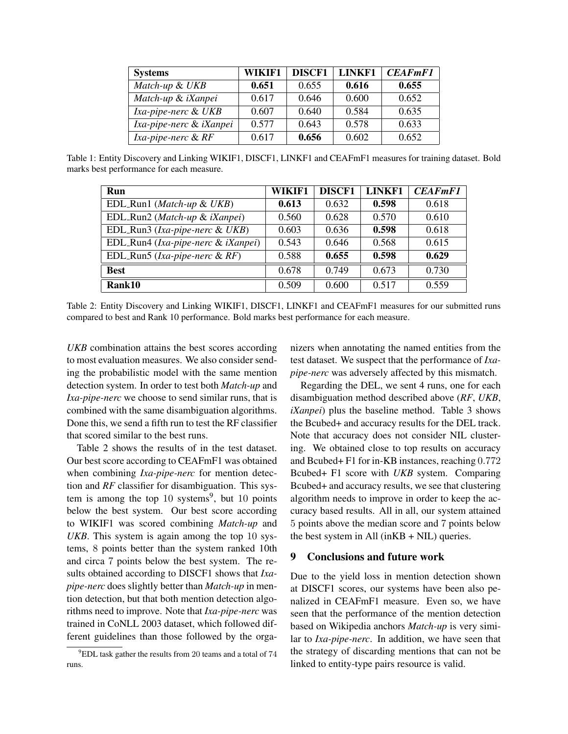| **Systems** | **WIKIF1** | **DISCF1** | **LINKF1** | ***CEAFmF1*** |
|---|---|---|---|---|
| *Match-up* & *UKB* | **0.651** | 0.655 | **0.616** | **0.655** |
| *Match-up* & *iXanpei* | 0.617 | 0.646 | 0.600 | 0.652 |
| *Ixa-pipe-nerc* & *UKB* | 0.607 | 0.640 | 0.584 | 0.635 |
| *Ixa-pipe-nerc* & *iXanpei* | 0.577 | 0.643 | 0.578 | 0.633 |
| *Ixa-pipe-nerc* & *RF* | 0.617 | **0.656** | 0.602 | 0.652 |

Table 1: Entity Discovery and Linking WIKIF1, DISCF1, LINKF1 and CEAFmF1 measures for training dataset. Bold marks best performance for each measure.

| **Run** | **WIKIF1** | **DISCF1** | **LINKF1** | ***CEAFmF1*** |
|---|---|---|---|---|
| EDL_Run1 (*Match-up* & *UKB*) | **0.613** | 0.632 | **0.598** | 0.618 |
| EDL_Run2 (*Match-up* & *iXanpei*) | 0.560 | 0.628 | 0.570 | 0.610 |
| EDL_Run3 (*Ixa-pipe-nerc* & *UKB*) | 0.603 | 0.636 | **0.598** | 0.618 |
| EDL_Run4 (*Ixa-pipe-nerc* & *iXanpei*) | 0.543 | 0.646 | 0.568 | 0.615 |
| EDL_Run5 (*Ixa-pipe-nerc* & *RF*) | 0.588 | **0.655** | **0.598** | **0.629** |
| **Best** | 0.678 | 0.749 | 0.673 | 0.730 |
| **Rank10** | 0.509 | 0.600 | 0.517 | 0.559 |

Table 2: Entity Discovery and Linking WIKIF1, DISCF1, LINKF1 and CEAFmF1 measures for our submitted runs compared to best and Rank 10 performance. Bold marks best performance for each measure.

*UKB* combination attains the best scores according to most evaluation measures. We also consider sending the probabilistic model with the same mention detection system. In order to test both *Match-up* and *Ixa-pipe-nerc* we choose to send similar runs, that is combined with the same disambiguation algorithms. Done this, we send a fifth run to test the RF classifier that scored similar to the best runs.

Table 2 shows the results of in the test dataset. Our best score according to CEAFmF1 was obtained when combining *Ixa-pipe-nerc* for mention detection and *RF* classifier for disambiguation. This system is among the top 10 systems[9], but 10 points below the best system. Our best score according to WIKIF1 was scored combining *Match-up* and *UKB*. This system is again among the top 10 systems, 8 points better than the system ranked 10th and circa 7 points below the best system. The results obtained according to DISCF1 shows that *Ixa-pipe-nerc* does slightly better than *Match-up* in mention detection, but that both mention detection algorithms need to improve. Note that *Ixa-pipe-nerc* was trained in CoNLL 2003 dataset, which followed different guidelines than those followed by the organizers when annotating the named entities from the test dataset. We suspect that the performance of *Ixa-pipe-nerc* was adversely affected by this mismatch.

Regarding the DEL, we sent 4 runs, one for each disambiguation method described above (*RF*, *UKB*, *iXanpei*) plus the baseline method. Table 3 shows the Bcubed+ and accuracy results for the DEL track. Note that accuracy does not consider NIL clustering. We obtained close to top results on accuracy and Bcubed+ F1 for in-KB instances, reaching 0.772 Bcubed+ F1 score with *UKB* system. Comparing Bcubed+ and accuracy results, we see that clustering algorithm needs to improve in order to keep the accuracy based results. All in all, our system attained 5 points above the median score and 7 points below the best system in All (inKB + NIL) queries.

## 9 Conclusions and future work

Due to the yield loss in mention detection shown at DISCF1 scores, our systems have been also penalized in CEAFmF1 measure. Even so, we have seen that the performance of the mention detection based on Wikipedia anchors *Match-up* is very similar to *Ixa-pipe-nerc*. In addition, we have seen that the strategy of discarding mentions that can not be linked to entity-type pairs resource is valid.

[9] EDL task gather the results from 20 teams and a total of 74 runs.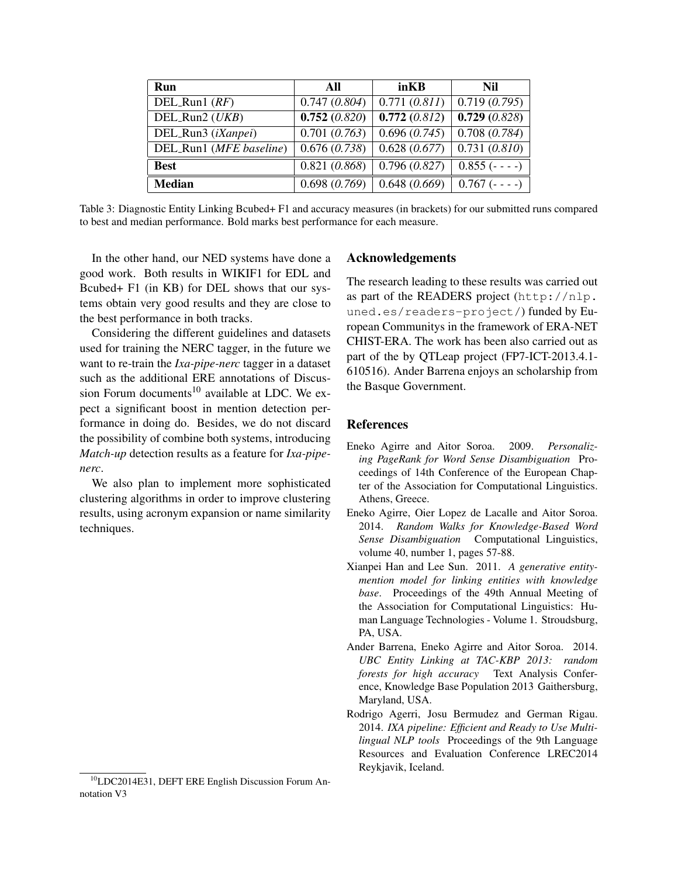| Run | All | inKB | Nil |
| --- | --- | --- | --- |
| DEL_Run1 (*RF*) | 0.747 (*0.804*) | 0.771 (*0.811*) | 0.719 (*0.795*) |
| DEL_Run2 (*UKB*) | **0.752** (*0.820*) | **0.772** (*0.812*) | **0.729** (*0.828*) |
| DEL_Run3 (*iXanpei*) | 0.701 (*0.763*) | 0.696 (*0.745*) | 0.708 (*0.784*) |
| DEL_Run1 (*MFE baseline*) | 0.676 (*0.738*) | 0.628 (*0.677*) | 0.731 (*0.810*) |
| **Best** | 0.821 (*0.868*) | 0.796 (*0.827*) | 0.855 (- - - -) |
| **Median** | 0.698 (*0.769*) | 0.648 (*0.669*) | 0.767 (- - - -) |

Table 3: Diagnostic Entity Linking Bcubed+ F1 and accuracy measures (in brackets) for our submitted runs compared to best and median performance. Bold marks best performance for each measure.

In the other hand, our NED systems have done a good work. Both results in WIKIF1 for EDL and Bcubed+ F1 (in KB) for DEL shows that our systems obtain very good results and they are close to the best performance in both tracks.

Considering the different guidelines and datasets used for training the NERC tagger, in the future we want to re-train the *Ixa-pipe-nerc* tagger in a dataset such as the additional ERE annotations of Discussion Forum documents[10] available at LDC. We expect a significant boost in mention detection performance in doing do. Besides, we do not discard the possibility of combine both systems, introducing *Match-up* detection results as a feature for *Ixa-pipe-nerc*.

We also plan to implement more sophisticated clustering algorithms in order to improve clustering results, using acronym expansion or name similarity techniques.

[10]LDC2014E31, DEFT ERE English Discussion Forum Annotation V3

## Acknowledgements

The research leading to these results was carried out as part of the READERS project (`http://nlp.uned.es/readers-project/`) funded by European Communitys in the framework of ERA-NET CHIST-ERA. The work has been also carried out as part of the by QTLeap project (FP7-ICT-2013.4.1-610516). Ander Barrena enjoys an scholarship from the Basque Government.

## References

Eneko Agirre and Aitor Soroa. 2009. *Personalizing PageRank for Word Sense Disambiguation* Proceedings of 14th Conference of the European Chapter of the Association for Computational Linguistics. Athens, Greece.

Eneko Agirre, Oier Lopez de Lacalle and Aitor Soroa. 2014. *Random Walks for Knowledge-Based Word Sense Disambiguation* Computational Linguistics, volume 40, number 1, pages 57-88.

Xianpei Han and Lee Sun. 2011. *A generative entity-mention model for linking entities with knowledge base*. Proceedings of the 49th Annual Meeting of the Association for Computational Linguistics: Human Language Technologies - Volume 1. Stroudsburg, PA, USA.

Ander Barrena, Eneko Agirre and Aitor Soroa. 2014. *UBC Entity Linking at TAC-KBP 2013: random forests for high accuracy* Text Analysis Conference, Knowledge Base Population 2013 Gaithersburg, Maryland, USA.

Rodrigo Agerri, Josu Bermudez and German Rigau. 2014. *IXA pipeline: Efficient and Ready to Use Multilingual NLP tools* Proceedings of the 9th Language Resources and Evaluation Conference LREC2014 Reykjavik, Iceland.